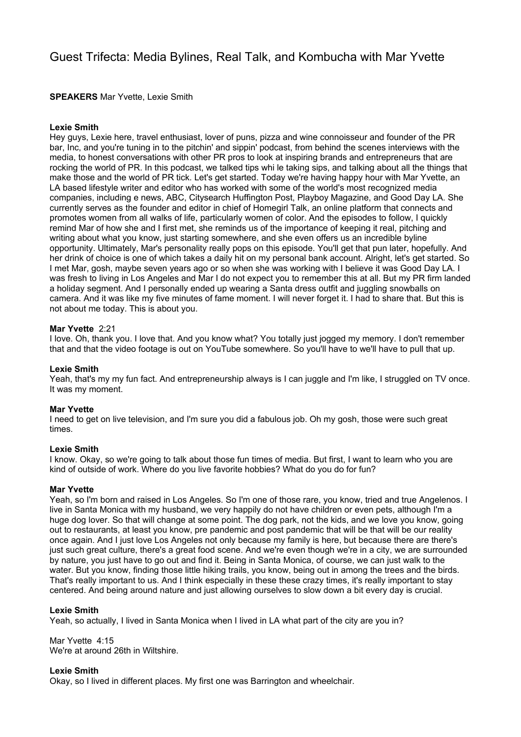# Guest Trifecta: Media Bylines, Real Talk, and Kombucha with Mar Yvette

**SPEAKERS** Mar Yvette, Lexie Smith

**Lexie Smith**
Hey guys, Lexie here, travel enthusiast, lover of puns, pizza and wine connoisseur and founder of the PR bar, Inc, and you're tuning in to the pitchin' and sippin' podcast, from behind the scenes interviews with the media, to honest conversations with other PR pros to look at inspiring brands and entrepreneurs that are rocking the world of PR. In this podcast, we talked tips whi le taking sips, and talking about all the things that make those and the world of PR tick. Let's get started. Today we're having happy hour with Mar Yvette, an LA based lifestyle writer and editor who has worked with some of the world's most recognized media companies, including e news, ABC, Citysearch Huffington Post, Playboy Magazine, and Good Day LA. She currently serves as the founder and editor in chief of Homegirl Talk, an online platform that connects and promotes women from all walks of life, particularly women of color. And the episodes to follow, I quickly remind Mar of how she and I first met, she reminds us of the importance of keeping it real, pitching and writing about what you know, just starting somewhere, and she even offers us an incredible byline opportunity. Ultimately, Mar's personality really pops on this episode. You'll get that pun later, hopefully. And her drink of choice is one of which takes a daily hit on my personal bank account. Alright, let's get started. So I met Mar, gosh, maybe seven years ago or so when she was working with I believe it was Good Day LA. I was fresh to living in Los Angeles and Mar I do not expect you to remember this at all. But my PR firm landed a holiday segment. And I personally ended up wearing a Santa dress outfit and juggling snowballs on camera. And it was like my five minutes of fame moment. I will never forget it. I had to share that. But this is not about me today. This is about you.

**Mar Yvette** 2:21
I love. Oh, thank you. I love that. And you know what? You totally just jogged my memory. I don't remember that and that the video footage is out on YouTube somewhere. So you'll have to we'll have to pull that up.

**Lexie Smith**
Yeah, that's my my fun fact. And entrepreneurship always is I can juggle and I'm like, I struggled on TV once. It was my moment.

**Mar Yvette**
I need to get on live television, and I'm sure you did a fabulous job. Oh my gosh, those were such great times.

**Lexie Smith**
I know. Okay, so we're going to talk about those fun times of media. But first, I want to learn who you are kind of outside of work. Where do you live favorite hobbies? What do you do for fun?

**Mar Yvette**
Yeah, so I'm born and raised in Los Angeles. So I'm one of those rare, you know, tried and true Angelenos. I live in Santa Monica with my husband, we very happily do not have children or even pets, although I'm a huge dog lover. So that will change at some point. The dog park, not the kids, and we love you know, going out to restaurants, at least you know, pre pandemic and post pandemic that will be that will be our reality once again. And I just love Los Angeles not only because my family is here, but because there are there's just such great culture, there's a great food scene. And we're even though we're in a city, we are surrounded by nature, you just have to go out and find it. Being in Santa Monica, of course, we can just walk to the water. But you know, finding those little hiking trails, you know, being out in among the trees and the birds. That's really important to us. And I think especially in these these crazy times, it's really important to stay centered. And being around nature and just allowing ourselves to slow down a bit every day is crucial.

**Lexie Smith**
Yeah, so actually, I lived in Santa Monica when I lived in LA what part of the city are you in?

Mar Yvette 4:15
We're at around 26th in Wiltshire.

**Lexie Smith**
Okay, so I lived in different places. My first one was Barrington and wheelchair.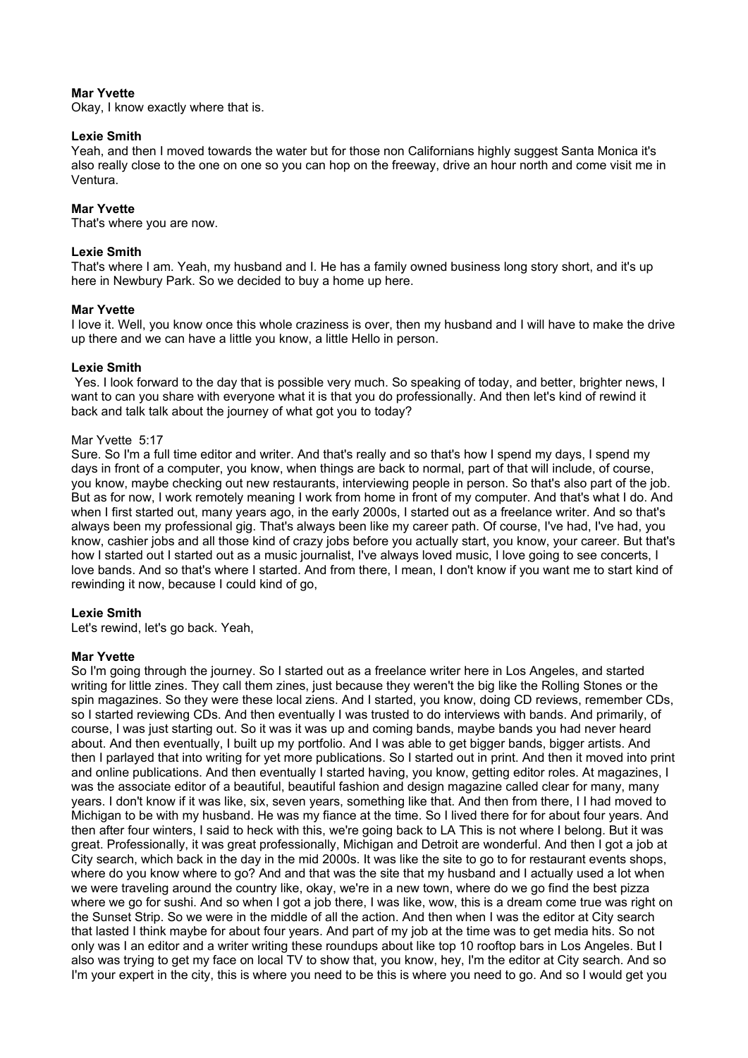**Mar Yvette**
Okay, I know exactly where that is.

**Lexie Smith**
Yeah, and then I moved towards the water but for those non Californians highly suggest Santa Monica it's also really close to the one on one so you can hop on the freeway, drive an hour north and come visit me in Ventura.

**Mar Yvette**
That's where you are now.

**Lexie Smith**
That's where I am. Yeah, my husband and I. He has a family owned business long story short, and it's up here in Newbury Park. So we decided to buy a home up here.

**Mar Yvette**
I love it. Well, you know once this whole craziness is over, then my husband and I will have to make the drive up there and we can have a little you know, a little Hello in person.

**Lexie Smith**
Yes. I look forward to the day that is possible very much. So speaking of today, and better, brighter news, I want to can you share with everyone what it is that you do professionally. And then let's kind of rewind it back and talk talk about the journey of what got you to today?

Mar Yvette 5:17
Sure. So I'm a full time editor and writer. And that's really and so that's how I spend my days, I spend my days in front of a computer, you know, when things are back to normal, part of that will include, of course, you know, maybe checking out new restaurants, interviewing people in person. So that's also part of the job. But as for now, I work remotely meaning I work from home in front of my computer. And that's what I do. And when I first started out, many years ago, in the early 2000s, I started out as a freelance writer. And so that's always been my professional gig. That's always been like my career path. Of course, I've had, I've had, you know, cashier jobs and all those kind of crazy jobs before you actually start, you know, your career. But that's how I started out I started out as a music journalist, I've always loved music, I love going to see concerts, I love bands. And so that's where I started. And from there, I mean, I don't know if you want me to start kind of rewinding it now, because I could kind of go,

**Lexie Smith**
Let's rewind, let's go back. Yeah,

**Mar Yvette**
So I'm going through the journey. So I started out as a freelance writer here in Los Angeles, and started writing for little zines. They call them zines, just because they weren't the big like the Rolling Stones or the spin magazines. So they were these local ziens. And I started, you know, doing CD reviews, remember CDs, so I started reviewing CDs. And then eventually I was trusted to do interviews with bands. And primarily, of course, I was just starting out. So it was it was up and coming bands, maybe bands you had never heard about. And then eventually, I built up my portfolio. And I was able to get bigger bands, bigger artists. And then I parlayed that into writing for yet more publications. So I started out in print. And then it moved into print and online publications. And then eventually I started having, you know, getting editor roles. At magazines, I was the associate editor of a beautiful, beautiful fashion and design magazine called clear for many, many years. I don't know if it was like, six, seven years, something like that. And then from there, I I had moved to Michigan to be with my husband. He was my fiance at the time. So I lived there for for about four years. And then after four winters, I said to heck with this, we're going back to LA This is not where I belong. But it was great. Professionally, it was great professionally, Michigan and Detroit are wonderful. And then I got a job at City search, which back in the day in the mid 2000s. It was like the site to go to for restaurant events shops, where do you know where to go? And and that was the site that my husband and I actually used a lot when we were traveling around the country like, okay, we're in a new town, where do we go find the best pizza where we go for sushi. And so when I got a job there, I was like, wow, this is a dream come true was right on the Sunset Strip. So we were in the middle of all the action. And then when I was the editor at City search that lasted I think maybe for about four years. And part of my job at the time was to get media hits. So not only was I an editor and a writer writing these roundups about like top 10 rooftop bars in Los Angeles. But I also was trying to get my face on local TV to show that, you know, hey, I'm the editor at City search. And so I'm your expert in the city, this is where you need to be this is where you need to go. And so I would get you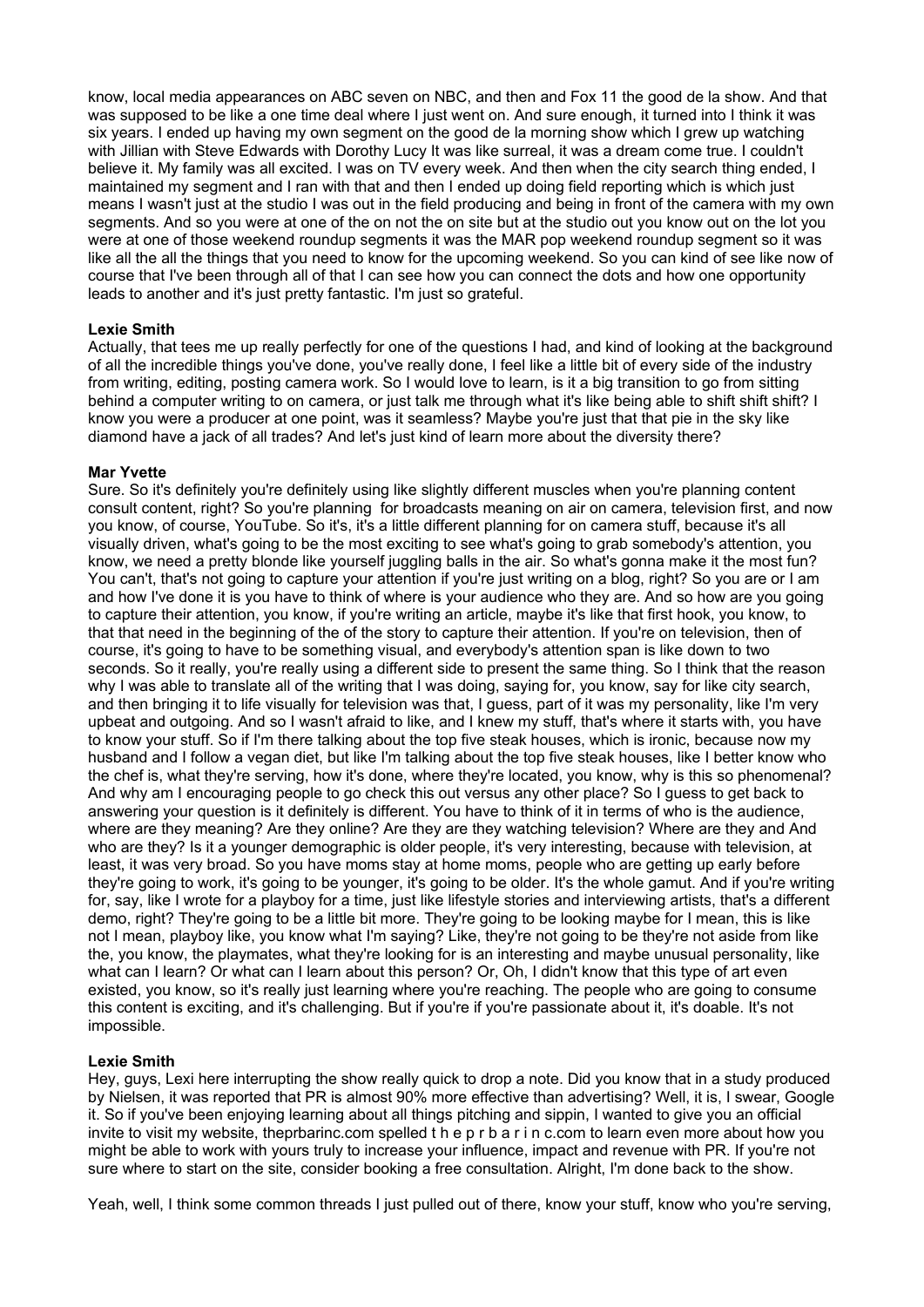know, local media appearances on ABC seven on NBC, and then and Fox 11 the good de la show. And that was supposed to be like a one time deal where I just went on. And sure enough, it turned into I think it was six years. I ended up having my own segment on the good de la morning show which I grew up watching with Jillian with Steve Edwards with Dorothy Lucy It was like surreal, it was a dream come true. I couldn't believe it. My family was all excited. I was on TV every week. And then when the city search thing ended, I maintained my segment and I ran with that and then I ended up doing field reporting which is which just means I wasn't just at the studio I was out in the field producing and being in front of the camera with my own segments. And so you were at one of the on not the on site but at the studio out you know out on the lot you were at one of those weekend roundup segments it was the MAR pop weekend roundup segment so it was like all the all the things that you need to know for the upcoming weekend. So you can kind of see like now of course that I've been through all of that I can see how you can connect the dots and how one opportunity leads to another and it's just pretty fantastic. I'm just so grateful.

**Lexie Smith**
Actually, that tees me up really perfectly for one of the questions I had, and kind of looking at the background of all the incredible things you've done, you've really done, I feel like a little bit of every side of the industry from writing, editing, posting camera work. So I would love to learn, is it a big transition to go from sitting behind a computer writing to on camera, or just talk me through what it's like being able to shift shift shift? I know you were a producer at one point, was it seamless? Maybe you're just that that pie in the sky like diamond have a jack of all trades? And let's just kind of learn more about the diversity there?

**Mar Yvette**
Sure. So it's definitely you're definitely using like slightly different muscles when you're planning content consult content, right? So you're planning for broadcasts meaning on air on camera, television first, and now you know, of course, YouTube. So it's, it's a little different planning for on camera stuff, because it's all visually driven, what's going to be the most exciting to see what's going to grab somebody's attention, you know, we need a pretty blonde like yourself juggling balls in the air. So what's gonna make it the most fun? You can't, that's not going to capture your attention if you're just writing on a blog, right? So you are or I am and how I've done it is you have to think of where is your audience who they are. And so how are you going to capture their attention, you know, if you're writing an article, maybe it's like that first hook, you know, to that that need in the beginning of the of the story to capture their attention. If you're on television, then of course, it's going to have to be something visual, and everybody's attention span is like down to two seconds. So it really, you're really using a different side to present the same thing. So I think that the reason why I was able to translate all of the writing that I was doing, saying for, you know, say for like city search, and then bringing it to life visually for television was that, I guess, part of it was my personality, like I'm very upbeat and outgoing. And so I wasn't afraid to like, and I knew my stuff, that's where it starts with, you have to know your stuff. So if I'm there talking about the top five steak houses, which is ironic, because now my husband and I follow a vegan diet, but like I'm talking about the top five steak houses, like I better know who the chef is, what they're serving, how it's done, where they're located, you know, why is this so phenomenal? And why am I encouraging people to go check this out versus any other place? So I guess to get back to answering your question is it definitely is different. You have to think of it in terms of who is the audience, where are they meaning? Are they online? Are they are they watching television? Where are they and And who are they? Is it a younger demographic is older people, it's very interesting, because with television, at least, it was very broad. So you have moms stay at home moms, people who are getting up early before they're going to work, it's going to be younger, it's going to be older. It's the whole gamut. And if you're writing for, say, like I wrote for a playboy for a time, just like lifestyle stories and interviewing artists, that's a different demo, right? They're going to be a little bit more. They're going to be looking maybe for I mean, this is like not I mean, playboy like, you know what I'm saying? Like, they're not going to be they're not aside from like the, you know, the playmates, what they're looking for is an interesting and maybe unusual personality, like what can I learn? Or what can I learn about this person? Or, Oh, I didn't know that this type of art even existed, you know, so it's really just learning where you're reaching. The people who are going to consume this content is exciting, and it's challenging. But if you're if you're passionate about it, it's doable. It's not impossible.

**Lexie Smith**
Hey, guys, Lexi here interrupting the show really quick to drop a note. Did you know that in a study produced by Nielsen, it was reported that PR is almost 90% more effective than advertising? Well, it is, I swear, Google it. So if you've been enjoying learning about all things pitching and sippin, I wanted to give you an official invite to visit my website, theprbarinc.com spelled t h e p r b a r i n c.com to learn even more about how you might be able to work with yours truly to increase your influence, impact and revenue with PR. If you're not sure where to start on the site, consider booking a free consultation. Alright, I'm done back to the show.

Yeah, well, I think some common threads I just pulled out of there, know your stuff, know who you're serving,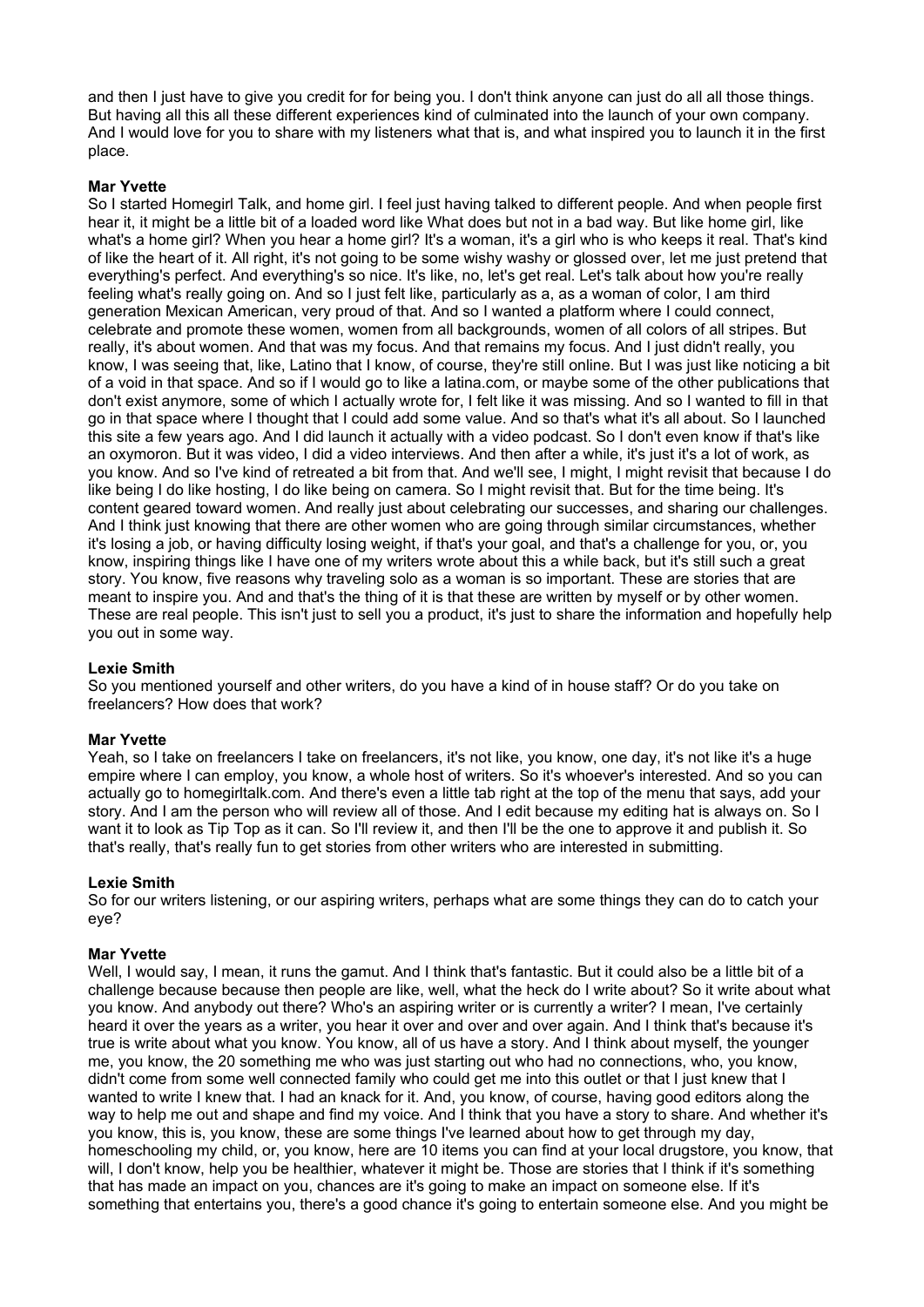and then I just have to give you credit for for being you. I don't think anyone can just do all all those things. But having all this all these different experiences kind of culminated into the launch of your own company. And I would love for you to share with my listeners what that is, and what inspired you to launch it in the first place.

**Mar Yvette**
So I started Homegirl Talk, and home girl. I feel just having talked to different people. And when people first hear it, it might be a little bit of a loaded word like What does but not in a bad way. But like home girl, like what's a home girl? When you hear a home girl? It's a woman, it's a girl who is who keeps it real. That's kind of like the heart of it. All right, it's not going to be some wishy washy or glossed over, let me just pretend that everything's perfect. And everything's so nice. It's like, no, let's get real. Let's talk about how you're really feeling what's really going on. And so I just felt like, particularly as a, as a woman of color, I am third generation Mexican American, very proud of that. And so I wanted a platform where I could connect, celebrate and promote these women, women from all backgrounds, women of all colors of all stripes. But really, it's about women. And that was my focus. And that remains my focus. And I just didn't really, you know, I was seeing that, like, Latino that I know, of course, they're still online. But I was just like noticing a bit of a void in that space. And so if I would go to like a latina.com, or maybe some of the other publications that don't exist anymore, some of which I actually wrote for, I felt like it was missing. And so I wanted to fill in that go in that space where I thought that I could add some value. And so that's what it's all about. So I launched this site a few years ago. And I did launch it actually with a video podcast. So I don't even know if that's like an oxymoron. But it was video, I did a video interviews. And then after a while, it's just it's a lot of work, as you know. And so I've kind of retreated a bit from that. And we'll see, I might, I might revisit that because I do like being I do like hosting, I do like being on camera. So I might revisit that. But for the time being. It's content geared toward women. And really just about celebrating our successes, and sharing our challenges. And I think just knowing that there are other women who are going through similar circumstances, whether it's losing a job, or having difficulty losing weight, if that's your goal, and that's a challenge for you, or, you know, inspiring things like I have one of my writers wrote about this a while back, but it's still such a great story. You know, five reasons why traveling solo as a woman is so important. These are stories that are meant to inspire you. And and that's the thing of it is that these are written by myself or by other women. These are real people. This isn't just to sell you a product, it's just to share the information and hopefully help you out in some way.

**Lexie Smith**
So you mentioned yourself and other writers, do you have a kind of in house staff? Or do you take on freelancers? How does that work?

**Mar Yvette**
Yeah, so I take on freelancers I take on freelancers, it's not like, you know, one day, it's not like it's a huge empire where I can employ, you know, a whole host of writers. So it's whoever's interested. And so you can actually go to homegirltalk.com. And there's even a little tab right at the top of the menu that says, add your story. And I am the person who will review all of those. And I edit because my editing hat is always on. So I want it to look as Tip Top as it can. So I'll review it, and then I'll be the one to approve it and publish it. So that's really, that's really fun to get stories from other writers who are interested in submitting.

**Lexie Smith**
So for our writers listening, or our aspiring writers, perhaps what are some things they can do to catch your eye?

**Mar Yvette**
Well, I would say, I mean, it runs the gamut. And I think that's fantastic. But it could also be a little bit of a challenge because because then people are like, well, what the heck do I write about? So it write about what you know. And anybody out there? Who's an aspiring writer or is currently a writer? I mean, I've certainly heard it over the years as a writer, you hear it over and over and over again. And I think that's because it's true is write about what you know. You know, all of us have a story. And I think about myself, the younger me, you know, the 20 something me who was just starting out who had no connections, who, you know, didn't come from some well connected family who could get me into this outlet or that I just knew that I wanted to write I knew that. I had an knack for it. And, you know, of course, having good editors along the way to help me out and shape and find my voice. And I think that you have a story to share. And whether it's you know, this is, you know, these are some things I've learned about how to get through my day, homeschooling my child, or, you know, here are 10 items you can find at your local drugstore, you know, that will, I don't know, help you be healthier, whatever it might be. Those are stories that I think if it's something that has made an impact on you, chances are it's going to make an impact on someone else. If it's something that entertains you, there's a good chance it's going to entertain someone else. And you might be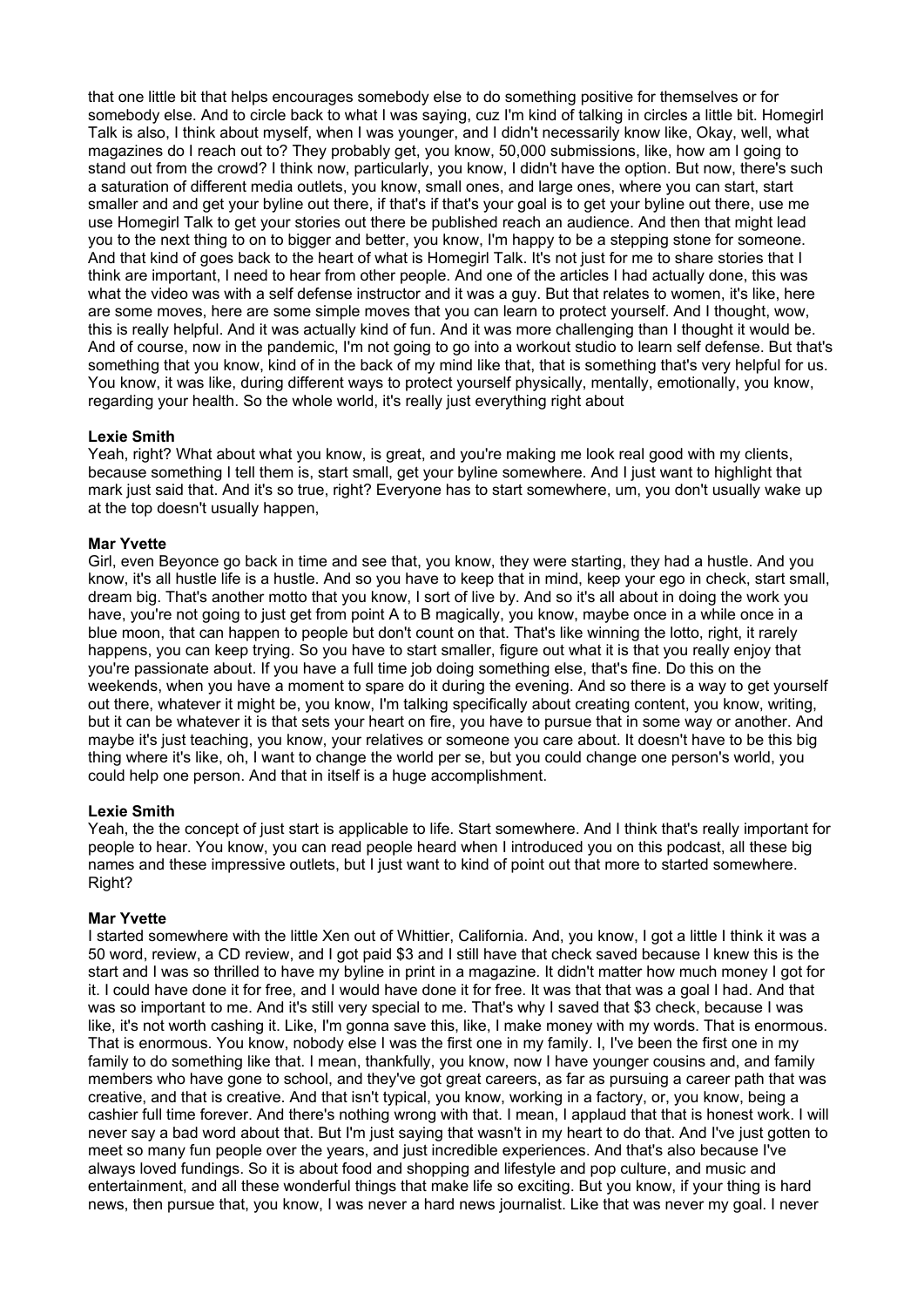that one little bit that helps encourages somebody else to do something positive for themselves or for somebody else. And to circle back to what I was saying, cuz I'm kind of talking in circles a little bit. Homegirl Talk is also, I think about myself, when I was younger, and I didn't necessarily know like, Okay, well, what magazines do I reach out to? They probably get, you know, 50,000 submissions, like, how am I going to stand out from the crowd? I think now, particularly, you know, I didn't have the option. But now, there's such a saturation of different media outlets, you know, small ones, and large ones, where you can start, start smaller and and get your byline out there, if that's if that's your goal is to get your byline out there, use me use Homegirl Talk to get your stories out there be published reach an audience. And then that might lead you to the next thing to on to bigger and better, you know, I'm happy to be a stepping stone for someone. And that kind of goes back to the heart of what is Homegirl Talk. It's not just for me to share stories that I think are important, I need to hear from other people. And one of the articles I had actually done, this was what the video was with a self defense instructor and it was a guy. But that relates to women, it's like, here are some moves, here are some simple moves that you can learn to protect yourself. And I thought, wow, this is really helpful. And it was actually kind of fun. And it was more challenging than I thought it would be. And of course, now in the pandemic, I'm not going to go into a workout studio to learn self defense. But that's something that you know, kind of in the back of my mind like that, that is something that's very helpful for us. You know, it was like, during different ways to protect yourself physically, mentally, emotionally, you know, regarding your health. So the whole world, it's really just everything right about

**Lexie Smith**
Yeah, right? What about what you know, is great, and you're making me look real good with my clients, because something I tell them is, start small, get your byline somewhere. And I just want to highlight that mark just said that. And it's so true, right? Everyone has to start somewhere, um, you don't usually wake up at the top doesn't usually happen,

**Mar Yvette**
Girl, even Beyonce go back in time and see that, you know, they were starting, they had a hustle. And you know, it's all hustle life is a hustle. And so you have to keep that in mind, keep your ego in check, start small, dream big. That's another motto that you know, I sort of live by. And so it's all about in doing the work you have, you're not going to just get from point A to B magically, you know, maybe once in a while once in a blue moon, that can happen to people but don't count on that. That's like winning the lotto, right, it rarely happens, you can keep trying. So you have to start smaller, figure out what it is that you really enjoy that you're passionate about. If you have a full time job doing something else, that's fine. Do this on the weekends, when you have a moment to spare do it during the evening. And so there is a way to get yourself out there, whatever it might be, you know, I'm talking specifically about creating content, you know, writing, but it can be whatever it is that sets your heart on fire, you have to pursue that in some way or another. And maybe it's just teaching, you know, your relatives or someone you care about. It doesn't have to be this big thing where it's like, oh, I want to change the world per se, but you could change one person's world, you could help one person. And that in itself is a huge accomplishment.

**Lexie Smith**
Yeah, the the concept of just start is applicable to life. Start somewhere. And I think that's really important for people to hear. You know, you can read people heard when I introduced you on this podcast, all these big names and these impressive outlets, but I just want to kind of point out that more to started somewhere. Right?

**Mar Yvette**
I started somewhere with the little Xen out of Whittier, California. And, you know, I got a little I think it was a 50 word, review, a CD review, and I got paid $3 and I still have that check saved because I knew this is the start and I was so thrilled to have my byline in print in a magazine. It didn't matter how much money I got for it. I could have done it for free, and I would have done it for free. It was that that was a goal I had. And that was so important to me. And it's still very special to me. That's why I saved that $3 check, because I was like, it's not worth cashing it. Like, I'm gonna save this, like, I make money with my words. That is enormous. That is enormous. You know, nobody else I was the first one in my family. I, I've been the first one in my family to do something like that. I mean, thankfully, you know, now I have younger cousins and, and family members who have gone to school, and they've got great careers, as far as pursuing a career path that was creative, and that is creative. And that isn't typical, you know, working in a factory, or, you know, being a cashier full time forever. And there's nothing wrong with that. I mean, I applaud that that is honest work. I will never say a bad word about that. But I'm just saying that wasn't in my heart to do that. And I've just gotten to meet so many fun people over the years, and just incredible experiences. And that's also because I've always loved fundings. So it is about food and shopping and lifestyle and pop culture, and music and entertainment, and all these wonderful things that make life so exciting. But you know, if your thing is hard news, then pursue that, you know, I was never a hard news journalist. Like that was never my goal. I never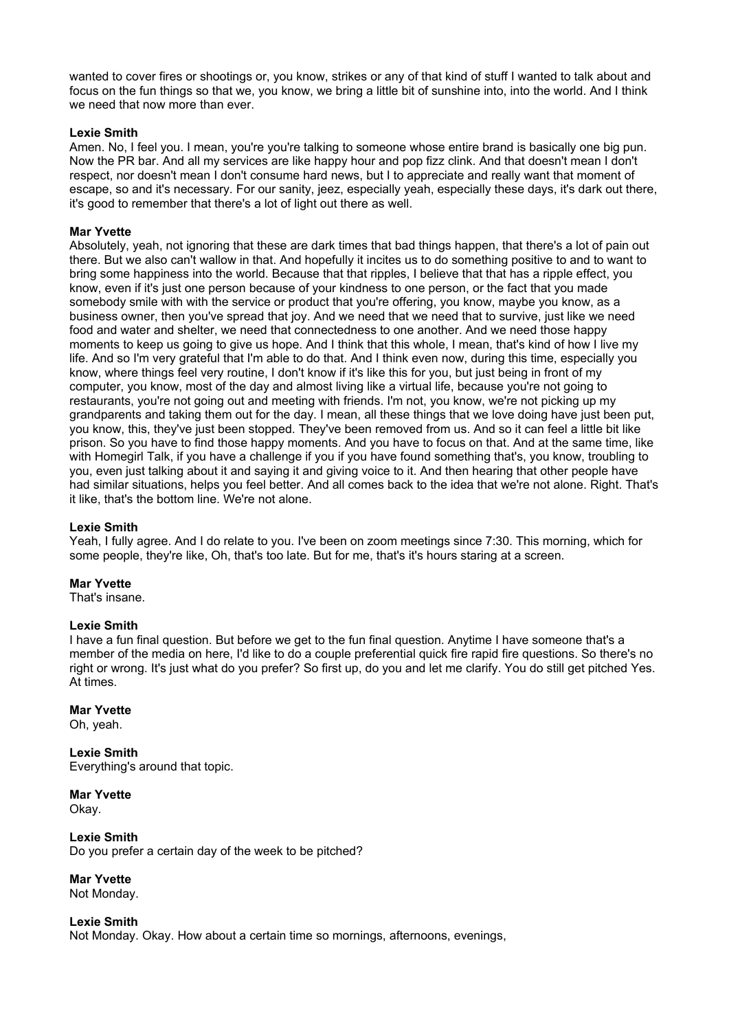wanted to cover fires or shootings or, you know, strikes or any of that kind of stuff I wanted to talk about and focus on the fun things so that we, you know, we bring a little bit of sunshine into, into the world. And I think we need that now more than ever.

**Lexie Smith**
Amen. No, I feel you. I mean, you're you're talking to someone whose entire brand is basically one big pun. Now the PR bar. And all my services are like happy hour and pop fizz clink. And that doesn't mean I don't respect, nor doesn't mean I don't consume hard news, but I to appreciate and really want that moment of escape, so and it's necessary. For our sanity, jeez, especially yeah, especially these days, it's dark out there, it's good to remember that there's a lot of light out there as well.

**Mar Yvette**
Absolutely, yeah, not ignoring that these are dark times that bad things happen, that there's a lot of pain out there. But we also can't wallow in that. And hopefully it incites us to do something positive to and to want to bring some happiness into the world. Because that that ripples, I believe that that has a ripple effect, you know, even if it's just one person because of your kindness to one person, or the fact that you made somebody smile with with the service or product that you're offering, you know, maybe you know, as a business owner, then you've spread that joy. And we need that we need that to survive, just like we need food and water and shelter, we need that connectedness to one another. And we need those happy moments to keep us going to give us hope. And I think that this whole, I mean, that's kind of how I live my life. And so I'm very grateful that I'm able to do that. And I think even now, during this time, especially you know, where things feel very routine, I don't know if it's like this for you, but just being in front of my computer, you know, most of the day and almost living like a virtual life, because you're not going to restaurants, you're not going out and meeting with friends. I'm not, you know, we're not picking up my grandparents and taking them out for the day. I mean, all these things that we love doing have just been put, you know, this, they've just been stopped. They've been removed from us. And so it can feel a little bit like prison. So you have to find those happy moments. And you have to focus on that. And at the same time, like with Homegirl Talk, if you have a challenge if you if you have found something that's, you know, troubling to you, even just talking about it and saying it and giving voice to it. And then hearing that other people have had similar situations, helps you feel better. And all comes back to the idea that we're not alone. Right. That's it like, that's the bottom line. We're not alone.

**Lexie Smith**
Yeah, I fully agree. And I do relate to you. I've been on zoom meetings since 7:30. This morning, which for some people, they're like, Oh, that's too late. But for me, that's it's hours staring at a screen.

**Mar Yvette**
That's insane.

**Lexie Smith**
I have a fun final question. But before we get to the fun final question. Anytime I have someone that's a member of the media on here, I'd like to do a couple preferential quick fire rapid fire questions. So there's no right or wrong. It's just what do you prefer? So first up, do you and let me clarify. You do still get pitched Yes. At times.

**Mar Yvette**
Oh, yeah.

**Lexie Smith**
Everything's around that topic.

**Mar Yvette**
Okay.

**Lexie Smith**
Do you prefer a certain day of the week to be pitched?

**Mar Yvette**
Not Monday.

**Lexie Smith**
Not Monday. Okay. How about a certain time so mornings, afternoons, evenings,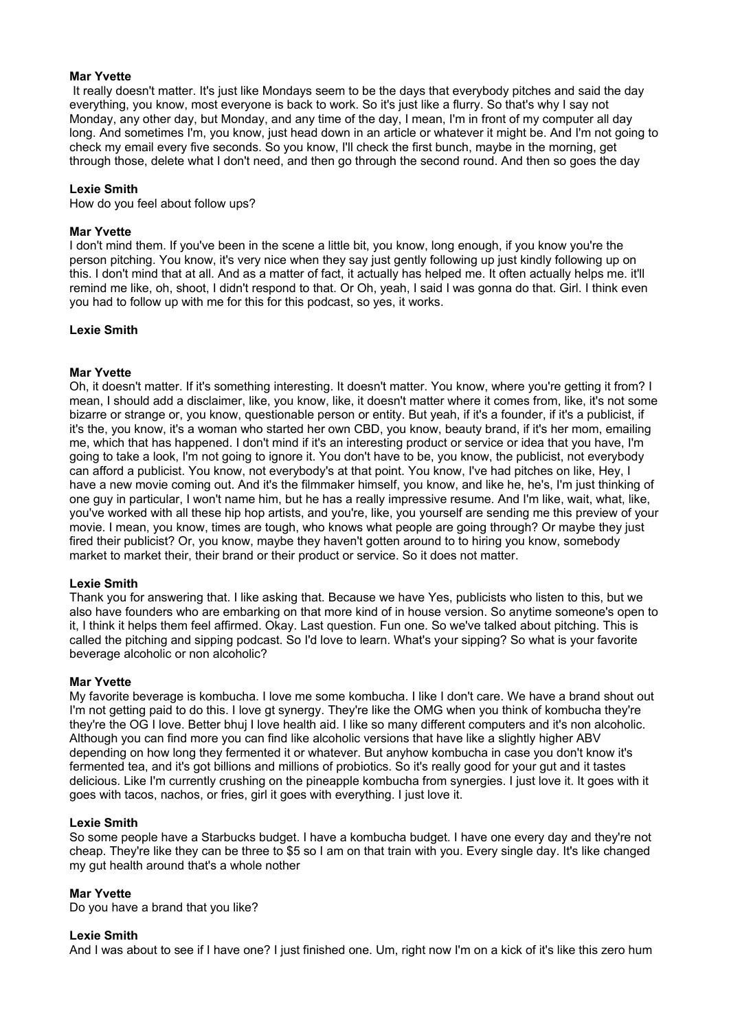**Mar Yvette**
It really doesn't matter. It's just like Mondays seem to be the days that everybody pitches and said the day everything, you know, most everyone is back to work. So it's just like a flurry. So that's why I say not Monday, any other day, but Monday, and any time of the day, I mean, I'm in front of my computer all day long. And sometimes I'm, you know, just head down in an article or whatever it might be. And I'm not going to check my email every five seconds. So you know, I'll check the first bunch, maybe in the morning, get through those, delete what I don't need, and then go through the second round. And then so goes the day

**Lexie Smith**
How do you feel about follow ups?

**Mar Yvette**
I don't mind them. If you've been in the scene a little bit, you know, long enough, if you know you're the person pitching. You know, it's very nice when they say just gently following up just kindly following up on this. I don't mind that at all. And as a matter of fact, it actually has helped me. It often actually helps me. it'll remind me like, oh, shoot, I didn't respond to that. Or Oh, yeah, I said I was gonna do that. Girl. I think even you had to follow up with me for this for this podcast, so yes, it works.

**Lexie Smith**

**Mar Yvette**
Oh, it doesn't matter. If it's something interesting. It doesn't matter. You know, where you're getting it from? I mean, I should add a disclaimer, like, you know, like, it doesn't matter where it comes from, like, it's not some bizarre or strange or, you know, questionable person or entity. But yeah, if it's a founder, if it's a publicist, if it's the, you know, it's a woman who started her own CBD, you know, beauty brand, if it's her mom, emailing me, which that has happened. I don't mind if it's an interesting product or service or idea that you have, I'm going to take a look, I'm not going to ignore it. You don't have to be, you know, the publicist, not everybody can afford a publicist. You know, not everybody's at that point. You know, I've had pitches on like, Hey, I have a new movie coming out. And it's the filmmaker himself, you know, and like he, he's, I'm just thinking of one guy in particular, I won't name him, but he has a really impressive resume. And I'm like, wait, what, like, you've worked with all these hip hop artists, and you're, like, you yourself are sending me this preview of your movie. I mean, you know, times are tough, who knows what people are going through? Or maybe they just fired their publicist? Or, you know, maybe they haven't gotten around to to hiring you know, somebody market to market their, their brand or their product or service. So it does not matter.

**Lexie Smith**
Thank you for answering that. I like asking that. Because we have Yes, publicists who listen to this, but we also have founders who are embarking on that more kind of in house version. So anytime someone's open to it, I think it helps them feel affirmed. Okay. Last question. Fun one. So we've talked about pitching. This is called the pitching and sipping podcast. So I'd love to learn. What's your sipping? So what is your favorite beverage alcoholic or non alcoholic?

**Mar Yvette**
My favorite beverage is kombucha. I love me some kombucha. I like I don't care. We have a brand shout out I'm not getting paid to do this. I love gt synergy. They're like the OMG when you think of kombucha they're they're the OG I love. Better bhuj I love health aid. I like so many different computers and it's non alcoholic. Although you can find more you can find like alcoholic versions that have like a slightly higher ABV depending on how long they fermented it or whatever. But anyhow kombucha in case you don't know it's fermented tea, and it's got billions and millions of probiotics. So it's really good for your gut and it tastes delicious. Like I'm currently crushing on the pineapple kombucha from synergies. I just love it. It goes with it goes with tacos, nachos, or fries, girl it goes with everything. I just love it.

**Lexie Smith**
So some people have a Starbucks budget. I have a kombucha budget. I have one every day and they're not cheap. They're like they can be three to $5 so I am on that train with you. Every single day. It's like changed my gut health around that's a whole nother

**Mar Yvette**
Do you have a brand that you like?

**Lexie Smith**
And I was about to see if I have one? I just finished one. Um, right now I'm on a kick of it's like this zero hum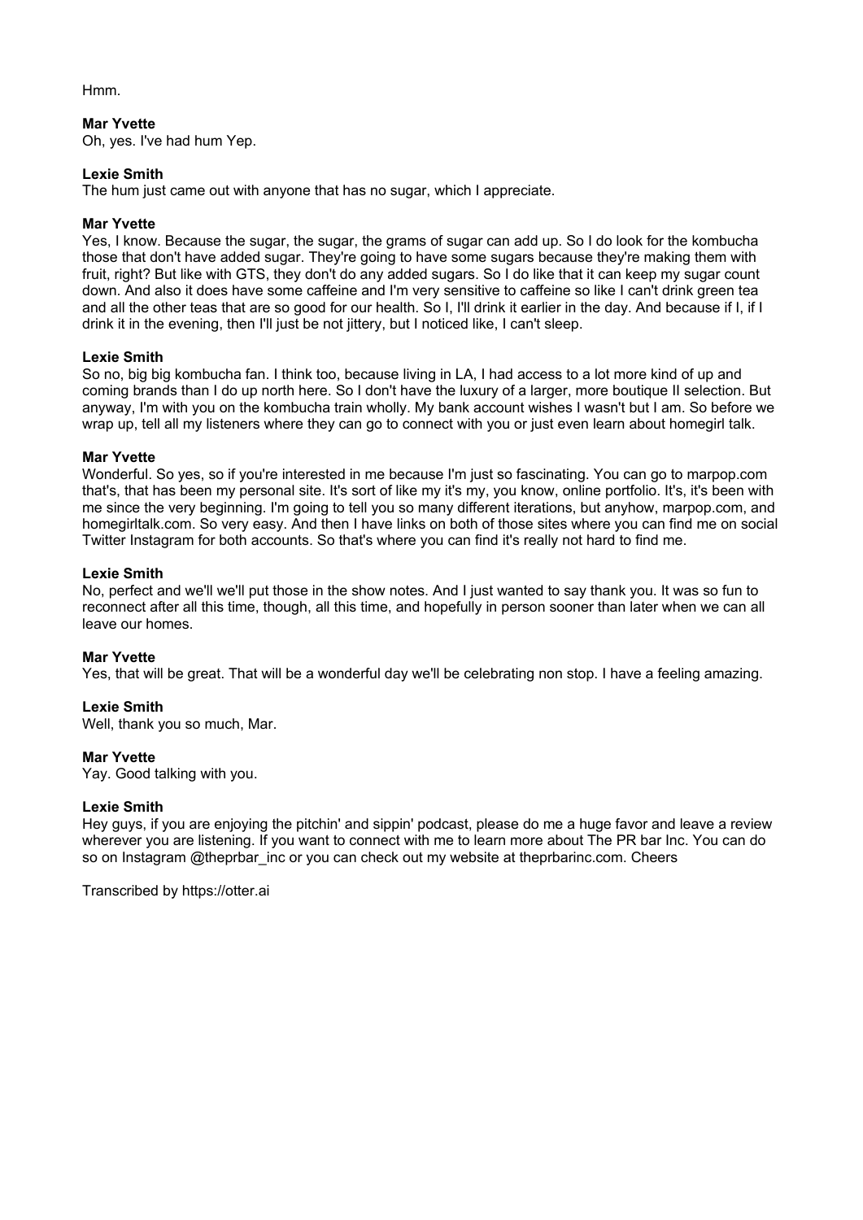Hmm.

**Mar Yvette**
Oh, yes. I've had hum Yep.

**Lexie Smith**
The hum just came out with anyone that has no sugar, which I appreciate.

**Mar Yvette**
Yes, I know. Because the sugar, the sugar, the grams of sugar can add up. So I do look for the kombucha those that don't have added sugar. They're going to have some sugars because they're making them with fruit, right? But like with GTS, they don't do any added sugars. So I do like that it can keep my sugar count down. And also it does have some caffeine and I'm very sensitive to caffeine so like I can't drink green tea and all the other teas that are so good for our health. So I, I'll drink it earlier in the day. And because if I, if I drink it in the evening, then I'll just be not jittery, but I noticed like, I can't sleep.

**Lexie Smith**
So no, big big kombucha fan. I think too, because living in LA, I had access to a lot more kind of up and coming brands than I do up north here. So I don't have the luxury of a larger, more boutique II selection. But anyway, I'm with you on the kombucha train wholly. My bank account wishes I wasn't but I am. So before we wrap up, tell all my listeners where they can go to connect with you or just even learn about homegirl talk.

**Mar Yvette**
Wonderful. So yes, so if you're interested in me because I'm just so fascinating. You can go to marpop.com that's, that has been my personal site. It's sort of like my it's my, you know, online portfolio. It's, it's been with me since the very beginning. I'm going to tell you so many different iterations, but anyhow, marpop.com, and homegirltalk.com. So very easy. And then I have links on both of those sites where you can find me on social Twitter Instagram for both accounts. So that's where you can find it's really not hard to find me.

**Lexie Smith**
No, perfect and we'll we'll put those in the show notes. And I just wanted to say thank you. It was so fun to reconnect after all this time, though, all this time, and hopefully in person sooner than later when we can all leave our homes.

**Mar Yvette**
Yes, that will be great. That will be a wonderful day we'll be celebrating non stop. I have a feeling amazing.

**Lexie Smith**
Well, thank you so much, Mar.

**Mar Yvette**
Yay. Good talking with you.

**Lexie Smith**
Hey guys, if you are enjoying the pitchin' and sippin' podcast, please do me a huge favor and leave a review wherever you are listening. If you want to connect with me to learn more about The PR bar Inc. You can do so on Instagram @theprbar_inc or you can check out my website at theprbarinc.com. Cheers

Transcribed by https://otter.ai